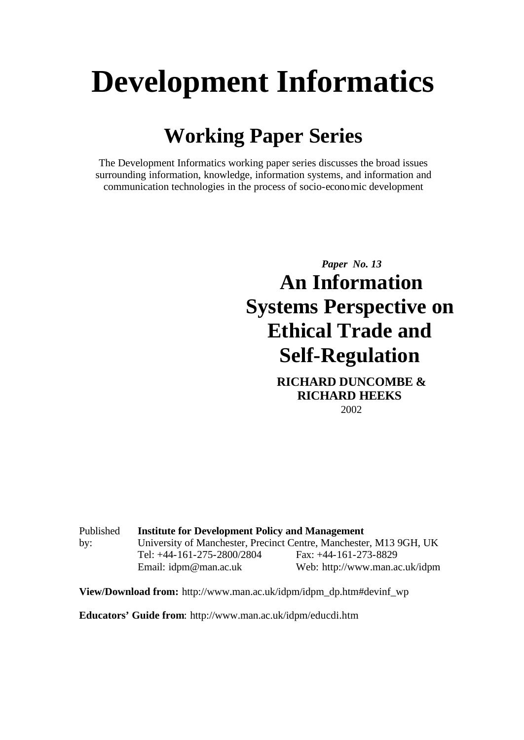# Development Informatics

## Working Paper Series

The Development Informatics working paper series discusses the broad issues surrounding information, knowledge, information systems, and information and communication technologies in the process of socio-economic development

***Paper No. 13***

## An Information Systems Perspective on Ethical Trade and Self-Regulation

**RICHARD DUNCOMBE & RICHARD HEEKS**

2002

| Published by: | **Institute for Development Policy and Management** | |
|---|---|---|
| | University of Manchester, Precinct Centre, Manchester, M13 9GH, UK | |
| | Tel: +44-161-275-2800/2804 | Fax: +44-161-273-8829 |
| | Email: idpm@man.ac.uk | Web: http://www.man.ac.uk/idpm |

**View/Download from:** http://www.man.ac.uk/idpm/idpm_dp.htm#devinf_wp

**Educators' Guide from**: http://www.man.ac.uk/idpm/educdi.htm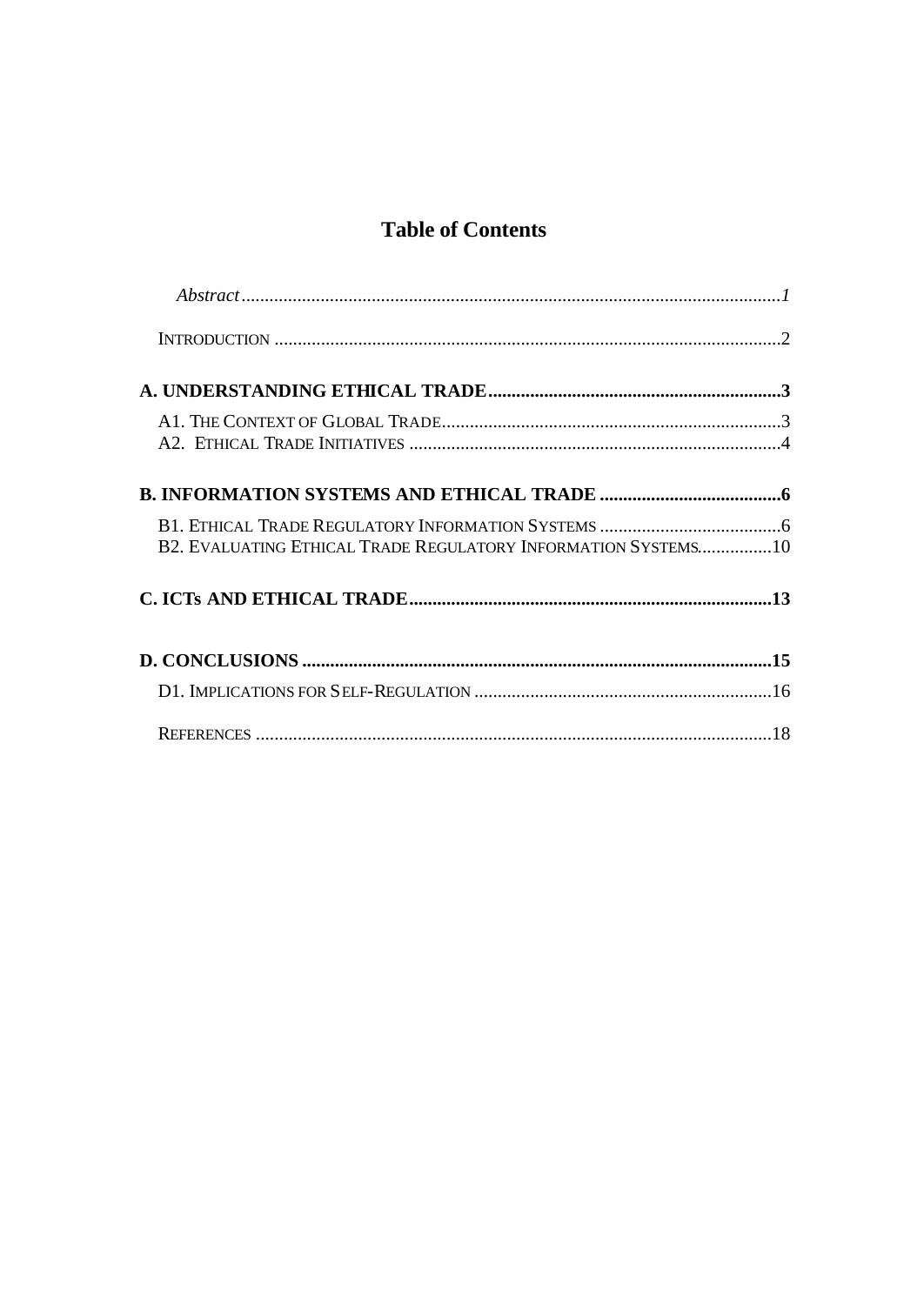# Table of Contents

*Abstract* ........ *1*

INTRODUCTION ........ 2

**A. UNDERSTANDING ETHICAL TRADE ........ 3**

A1. THE CONTEXT OF GLOBAL TRADE ........ 3
A2. ETHICAL TRADE INITIATIVES ........ 4

**B. INFORMATION SYSTEMS AND ETHICAL TRADE ........ 6**

B1. ETHICAL TRADE REGULATORY INFORMATION SYSTEMS ........ 6
B2. EVALUATING ETHICAL TRADE REGULATORY INFORMATION SYSTEMS ........ 10

**C. ICTS AND ETHICAL TRADE ........ 13**

**D. CONCLUSIONS ........ 15**

D1. IMPLICATIONS FOR SELF-REGULATION ........ 16

REFERENCES ........ 18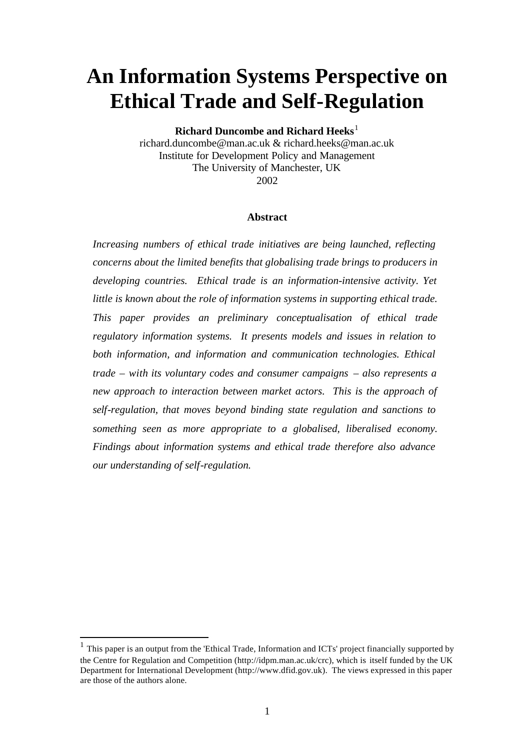# An Information Systems Perspective on Ethical Trade and Self-Regulation

**Richard Duncombe and Richard Heeks**[1]
richard.duncombe@man.ac.uk & richard.heeks@man.ac.uk
Institute for Development Policy and Management
The University of Manchester, UK
2002

### Abstract

*Increasing numbers of ethical trade initiatives are being launched, reflecting concerns about the limited benefits that globalising trade brings to producers in developing countries. Ethical trade is an information-intensive activity. Yet little is known about the role of information systems in supporting ethical trade. This paper provides an preliminary conceptualisation of ethical trade regulatory information systems. It presents models and issues in relation to both information, and information and communication technologies. Ethical trade – with its voluntary codes and consumer campaigns – also represents a new approach to interaction between market actors. This is the approach of self-regulation, that moves beyond binding state regulation and sanctions to something seen as more appropriate to a globalised, liberalised economy. Findings about information systems and ethical trade therefore also advance our understanding of self-regulation.*

---

[1] This paper is an output from the 'Ethical Trade, Information and ICTs' project financially supported by the Centre for Regulation and Competition (http://idpm.man.ac.uk/crc), which is itself funded by the UK Department for International Development (http://www.dfid.gov.uk). The views expressed in this paper are those of the authors alone.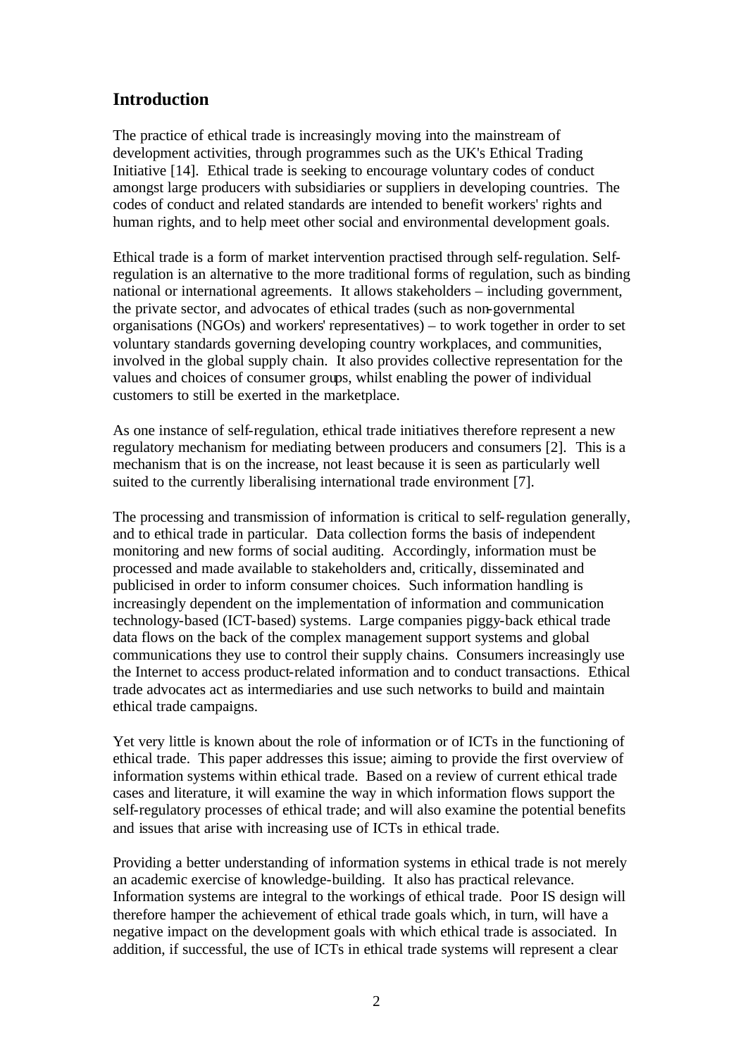## Introduction

The practice of ethical trade is increasingly moving into the mainstream of development activities, through programmes such as the UK's Ethical Trading Initiative [14]. Ethical trade is seeking to encourage voluntary codes of conduct amongst large producers with subsidiaries or suppliers in developing countries. The codes of conduct and related standards are intended to benefit workers' rights and human rights, and to help meet other social and environmental development goals.

Ethical trade is a form of market intervention practised through self-regulation. Self-regulation is an alternative to the more traditional forms of regulation, such as binding national or international agreements. It allows stakeholders – including government, the private sector, and advocates of ethical trades (such as non-governmental organisations (NGOs) and workers' representatives) – to work together in order to set voluntary standards governing developing country workplaces, and communities, involved in the global supply chain. It also provides collective representation for the values and choices of consumer groups, whilst enabling the power of individual customers to still be exerted in the marketplace.

As one instance of self-regulation, ethical trade initiatives therefore represent a new regulatory mechanism for mediating between producers and consumers [2]. This is a mechanism that is on the increase, not least because it is seen as particularly well suited to the currently liberalising international trade environment [7].

The processing and transmission of information is critical to self-regulation generally, and to ethical trade in particular. Data collection forms the basis of independent monitoring and new forms of social auditing. Accordingly, information must be processed and made available to stakeholders and, critically, disseminated and publicised in order to inform consumer choices. Such information handling is increasingly dependent on the implementation of information and communication technology-based (ICT-based) systems. Large companies piggy-back ethical trade data flows on the back of the complex management support systems and global communications they use to control their supply chains. Consumers increasingly use the Internet to access product-related information and to conduct transactions. Ethical trade advocates act as intermediaries and use such networks to build and maintain ethical trade campaigns.

Yet very little is known about the role of information or of ICTs in the functioning of ethical trade. This paper addresses this issue; aiming to provide the first overview of information systems within ethical trade. Based on a review of current ethical trade cases and literature, it will examine the way in which information flows support the self-regulatory processes of ethical trade; and will also examine the potential benefits and issues that arise with increasing use of ICTs in ethical trade.

Providing a better understanding of information systems in ethical trade is not merely an academic exercise of knowledge-building. It also has practical relevance. Information systems are integral to the workings of ethical trade. Poor IS design will therefore hamper the achievement of ethical trade goals which, in turn, will have a negative impact on the development goals with which ethical trade is associated. In addition, if successful, the use of ICTs in ethical trade systems will represent a clear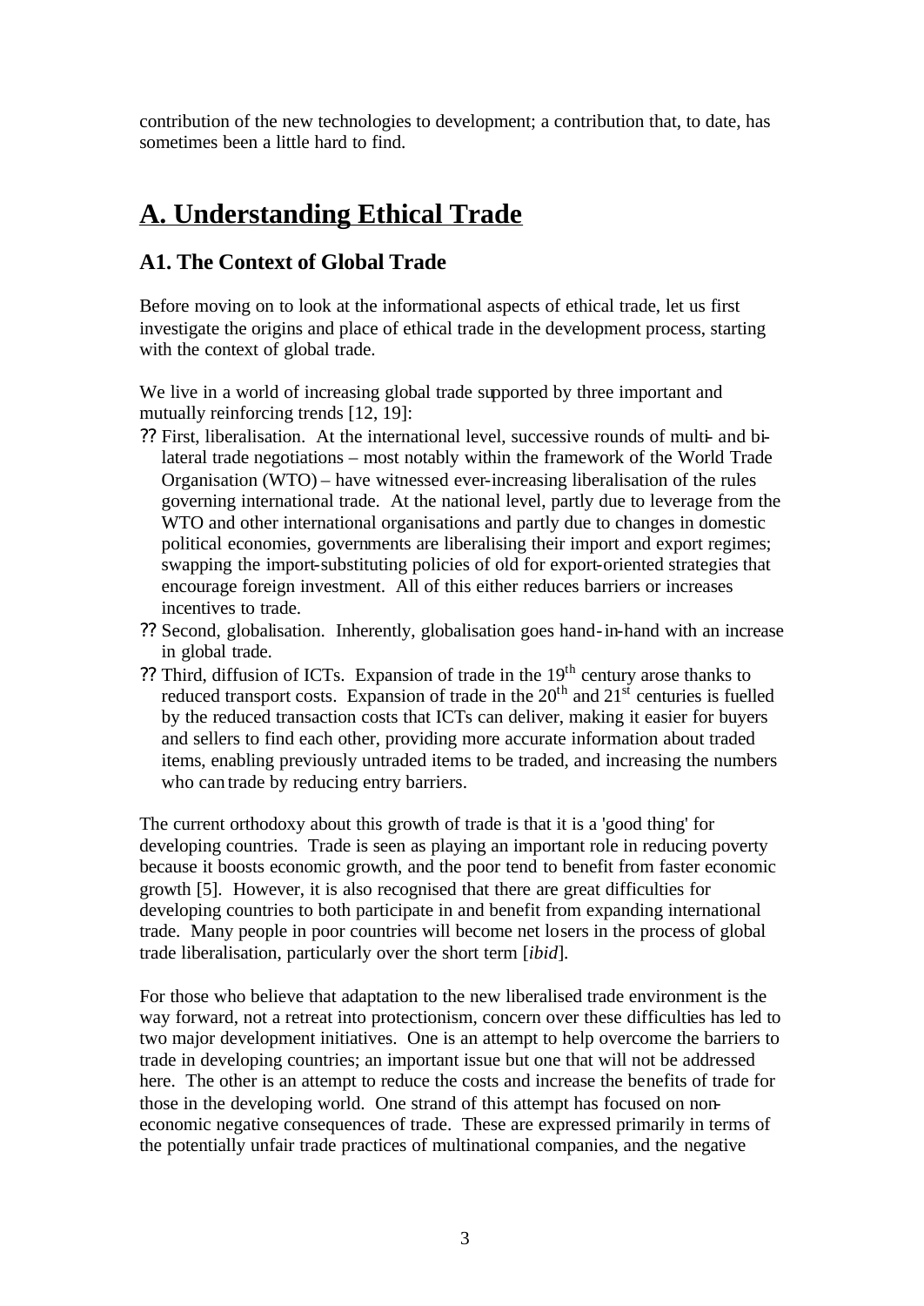contribution of the new technologies to development; a contribution that, to date, has sometimes been a little hard to find.

# A. Understanding Ethical Trade

## A1. The Context of Global Trade

Before moving on to look at the informational aspects of ethical trade, let us first investigate the origins and place of ethical trade in the development process, starting with the context of global trade.

We live in a world of increasing global trade supported by three important and mutually reinforcing trends [12, 19]:

- First, liberalisation. At the international level, successive rounds of multi- and bi-lateral trade negotiations – most notably within the framework of the World Trade Organisation (WTO) – have witnessed ever-increasing liberalisation of the rules governing international trade. At the national level, partly due to leverage from the WTO and other international organisations and partly due to changes in domestic political economies, governments are liberalising their import and export regimes; swapping the import-substituting policies of old for export-oriented strategies that encourage foreign investment. All of this either reduces barriers or increases incentives to trade.
- Second, globalisation. Inherently, globalisation goes hand-in-hand with an increase in global trade.
- Third, diffusion of ICTs. Expansion of trade in the 19th century arose thanks to reduced transport costs. Expansion of trade in the 20th and 21st centuries is fuelled by the reduced transaction costs that ICTs can deliver, making it easier for buyers and sellers to find each other, providing more accurate information about traded items, enabling previously untraded items to be traded, and increasing the numbers who can trade by reducing entry barriers.

The current orthodoxy about this growth of trade is that it is a 'good thing' for developing countries. Trade is seen as playing an important role in reducing poverty because it boosts economic growth, and the poor tend to benefit from faster economic growth [5]. However, it is also recognised that there are great difficulties for developing countries to both participate in and benefit from expanding international trade. Many people in poor countries will become net losers in the process of global trade liberalisation, particularly over the short term [*ibid*].

For those who believe that adaptation to the new liberalised trade environment is the way forward, not a retreat into protectionism, concern over these difficulties has led to two major development initiatives. One is an attempt to help overcome the barriers to trade in developing countries; an important issue but one that will not be addressed here. The other is an attempt to reduce the costs and increase the benefits of trade for those in the developing world. One strand of this attempt has focused on non-economic negative consequences of trade. These are expressed primarily in terms of the potentially unfair trade practices of multinational companies, and the negative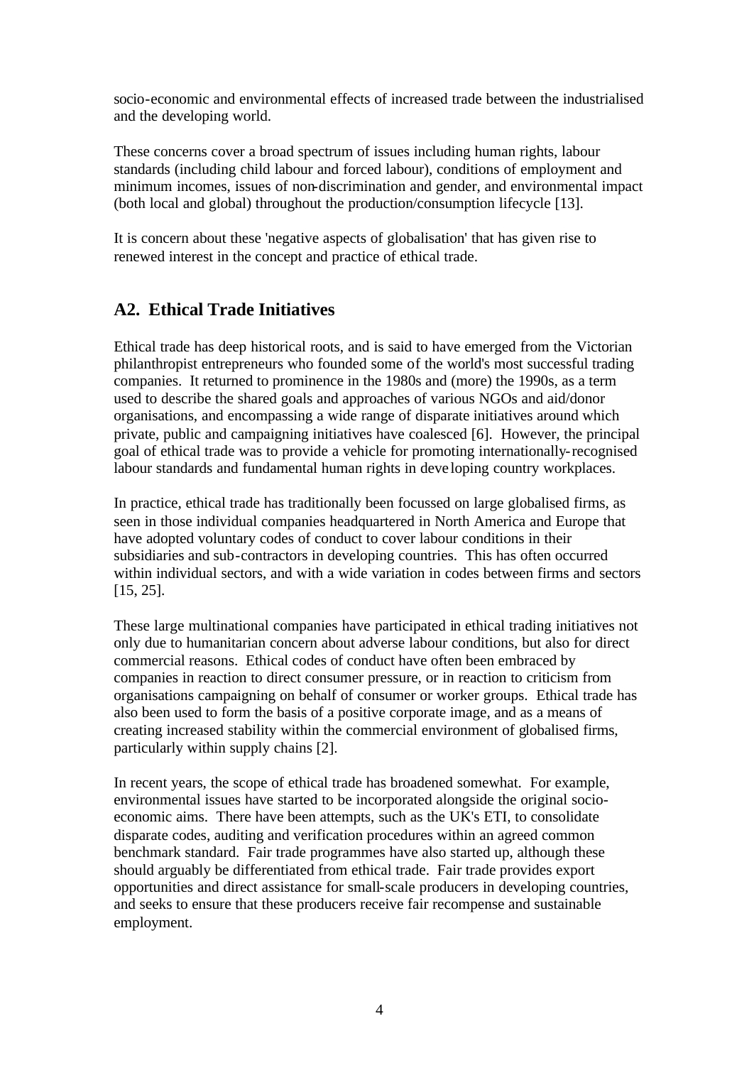socio-economic and environmental effects of increased trade between the industrialised and the developing world.

These concerns cover a broad spectrum of issues including human rights, labour standards (including child labour and forced labour), conditions of employment and minimum incomes, issues of non-discrimination and gender, and environmental impact (both local and global) throughout the production/consumption lifecycle [13].

It is concern about these 'negative aspects of globalisation' that has given rise to renewed interest in the concept and practice of ethical trade.

## A2. Ethical Trade Initiatives

Ethical trade has deep historical roots, and is said to have emerged from the Victorian philanthropist entrepreneurs who founded some of the world's most successful trading companies. It returned to prominence in the 1980s and (more) the 1990s, as a term used to describe the shared goals and approaches of various NGOs and aid/donor organisations, and encompassing a wide range of disparate initiatives around which private, public and campaigning initiatives have coalesced [6]. However, the principal goal of ethical trade was to provide a vehicle for promoting internationally-recognised labour standards and fundamental human rights in developing country workplaces.

In practice, ethical trade has traditionally been focussed on large globalised firms, as seen in those individual companies headquartered in North America and Europe that have adopted voluntary codes of conduct to cover labour conditions in their subsidiaries and sub-contractors in developing countries. This has often occurred within individual sectors, and with a wide variation in codes between firms and sectors [15, 25].

These large multinational companies have participated in ethical trading initiatives not only due to humanitarian concern about adverse labour conditions, but also for direct commercial reasons. Ethical codes of conduct have often been embraced by companies in reaction to direct consumer pressure, or in reaction to criticism from organisations campaigning on behalf of consumer or worker groups. Ethical trade has also been used to form the basis of a positive corporate image, and as a means of creating increased stability within the commercial environment of globalised firms, particularly within supply chains [2].

In recent years, the scope of ethical trade has broadened somewhat. For example, environmental issues have started to be incorporated alongside the original socio-economic aims. There have been attempts, such as the UK's ETI, to consolidate disparate codes, auditing and verification procedures within an agreed common benchmark standard. Fair trade programmes have also started up, although these should arguably be differentiated from ethical trade. Fair trade provides export opportunities and direct assistance for small-scale producers in developing countries, and seeks to ensure that these producers receive fair recompense and sustainable employment.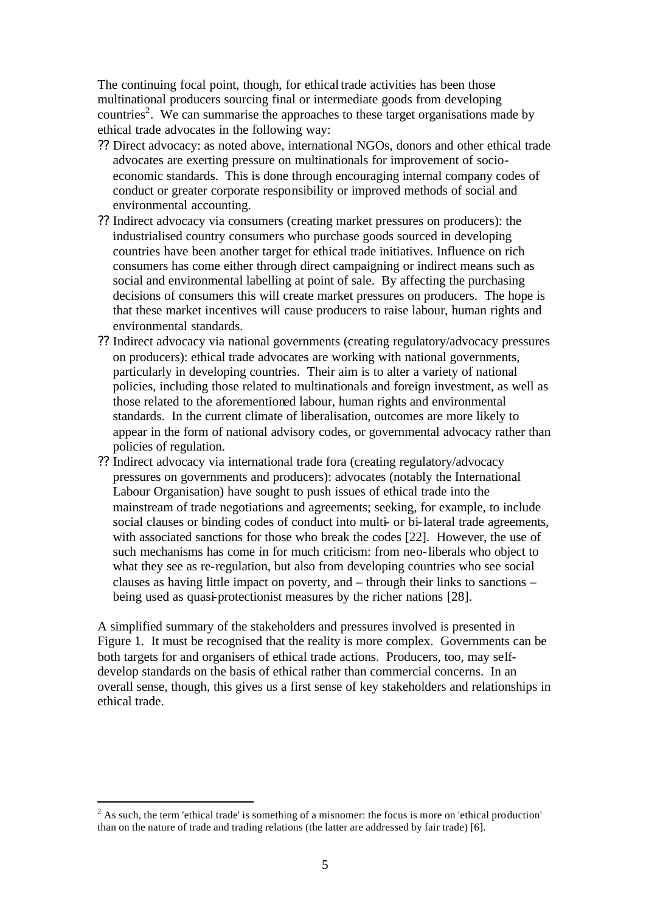The continuing focal point, though, for ethical trade activities has been those multinational producers sourcing final or intermediate goods from developing countries[2]. We can summarise the approaches to these target organisations made by ethical trade advocates in the following way:

- Direct advocacy: as noted above, international NGOs, donors and other ethical trade advocates are exerting pressure on multinationals for improvement of socio-economic standards. This is done through encouraging internal company codes of conduct or greater corporate responsibility or improved methods of social and environmental accounting.
- Indirect advocacy via consumers (creating market pressures on producers): the industrialised country consumers who purchase goods sourced in developing countries have been another target for ethical trade initiatives. Influence on rich consumers has come either through direct campaigning or indirect means such as social and environmental labelling at point of sale. By affecting the purchasing decisions of consumers this will create market pressures on producers. The hope is that these market incentives will cause producers to raise labour, human rights and environmental standards.
- Indirect advocacy via national governments (creating regulatory/advocacy pressures on producers): ethical trade advocates are working with national governments, particularly in developing countries. Their aim is to alter a variety of national policies, including those related to multinationals and foreign investment, as well as those related to the aforementioned labour, human rights and environmental standards. In the current climate of liberalisation, outcomes are more likely to appear in the form of national advisory codes, or governmental advocacy rather than policies of regulation.
- Indirect advocacy via international trade fora (creating regulatory/advocacy pressures on governments and producers): advocates (notably the International Labour Organisation) have sought to push issues of ethical trade into the mainstream of trade negotiations and agreements; seeking, for example, to include social clauses or binding codes of conduct into multi- or bi-lateral trade agreements, with associated sanctions for those who break the codes [22]. However, the use of such mechanisms has come in for much criticism: from neo-liberals who object to what they see as re-regulation, but also from developing countries who see social clauses as having little impact on poverty, and – through their links to sanctions – being used as quasi-protectionist measures by the richer nations [28].

A simplified summary of the stakeholders and pressures involved is presented in Figure 1. It must be recognised that the reality is more complex. Governments can be both targets for and organisers of ethical trade actions. Producers, too, may self-develop standards on the basis of ethical rather than commercial concerns. In an overall sense, though, this gives us a first sense of key stakeholders and relationships in ethical trade.

[2] As such, the term 'ethical trade' is something of a misnomer: the focus is more on 'ethical production' than on the nature of trade and trading relations (the latter are addressed by fair trade) [6].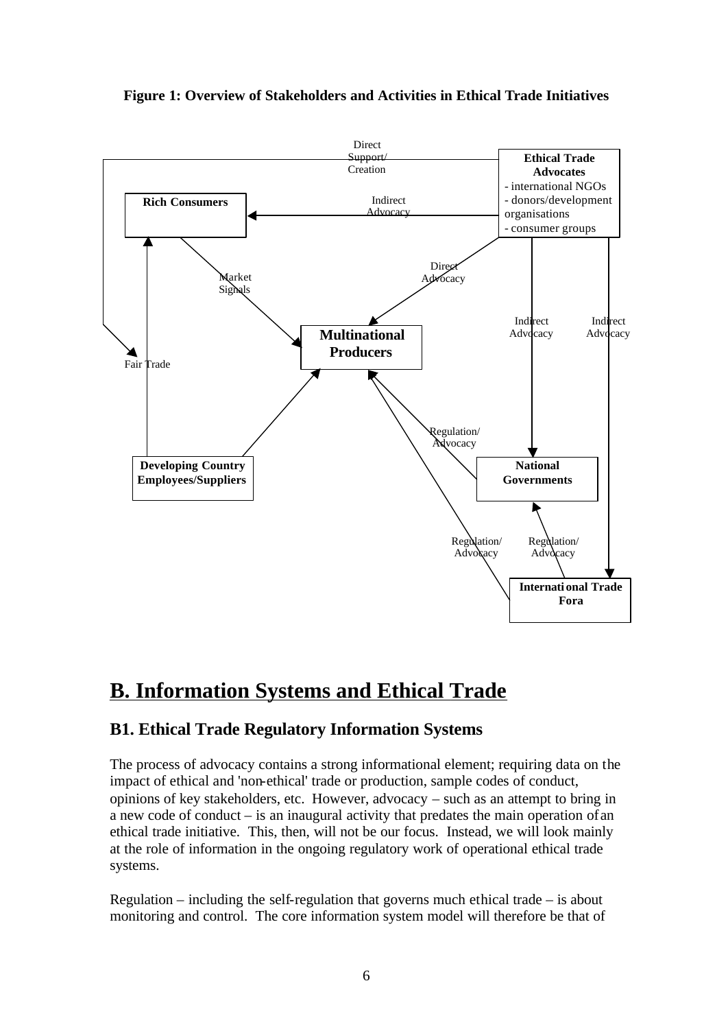**Figure 1: Overview of Stakeholders and Activities in Ethical Trade Initiatives**

Direct Support/ Creation

Ethical Trade Advocates
- international NGOs
- donors/development organisations
- consumer groups

Rich Consumers

Indirect Advocacy

Market Signals

Direct Advocacy

Indirect Advocacy

Indirect Advocacy

Multinational Producers

Fair Trade

Regulation/ Advocacy

Developing Country Employees/Suppliers

National Governments

Regulation/ Advocacy

Regulation/ Advocacy

International Trade Fora

# B. Information Systems and Ethical Trade

## B1. Ethical Trade Regulatory Information Systems

The process of advocacy contains a strong informational element; requiring data on the impact of ethical and 'non-ethical' trade or production, sample codes of conduct, opinions of key stakeholders, etc. However, advocacy – such as an attempt to bring in a new code of conduct – is an inaugural activity that predates the main operation of an ethical trade initiative. This, then, will not be our focus. Instead, we will look mainly at the role of information in the ongoing regulatory work of operational ethical trade systems.

Regulation – including the self-regulation that governs much ethical trade – is about monitoring and control. The core information system model will therefore be that of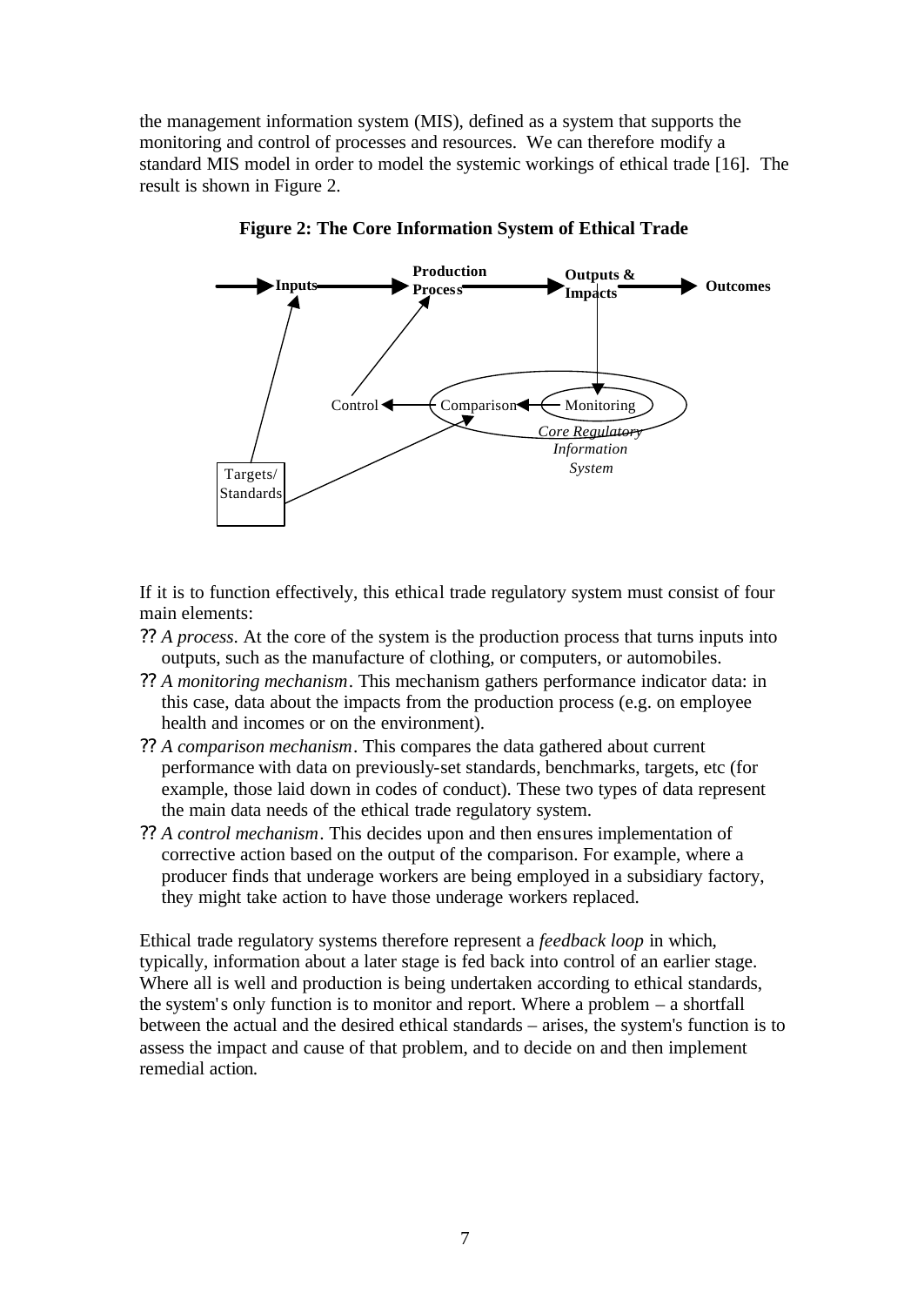the management information system (MIS), defined as a system that supports the monitoring and control of processes and resources. We can therefore modify a standard MIS model in order to model the systemic workings of ethical trade [16]. The result is shown in Figure 2.

**Figure 2: The Core Information System of Ethical Trade**

If it is to function effectively, this ethical trade regulatory system must consist of four main elements:

- *A process*. At the core of the system is the production process that turns inputs into outputs, such as the manufacture of clothing, or computers, or automobiles.
- *A monitoring mechanism*. This mechanism gathers performance indicator data: in this case, data about the impacts from the production process (e.g. on employee health and incomes or on the environment).
- *A comparison mechanism*. This compares the data gathered about current performance with data on previously-set standards, benchmarks, targets, etc (for example, those laid down in codes of conduct). These two types of data represent the main data needs of the ethical trade regulatory system.
- *A control mechanism*. This decides upon and then ensures implementation of corrective action based on the output of the comparison. For example, where a producer finds that underage workers are being employed in a subsidiary factory, they might take action to have those underage workers replaced.

Ethical trade regulatory systems therefore represent a *feedback loop* in which, typically, information about a later stage is fed back into control of an earlier stage. Where all is well and production is being undertaken according to ethical standards, the system's only function is to monitor and report. Where a problem – a shortfall between the actual and the desired ethical standards – arises, the system's function is to assess the impact and cause of that problem, and to decide on and then implement remedial action.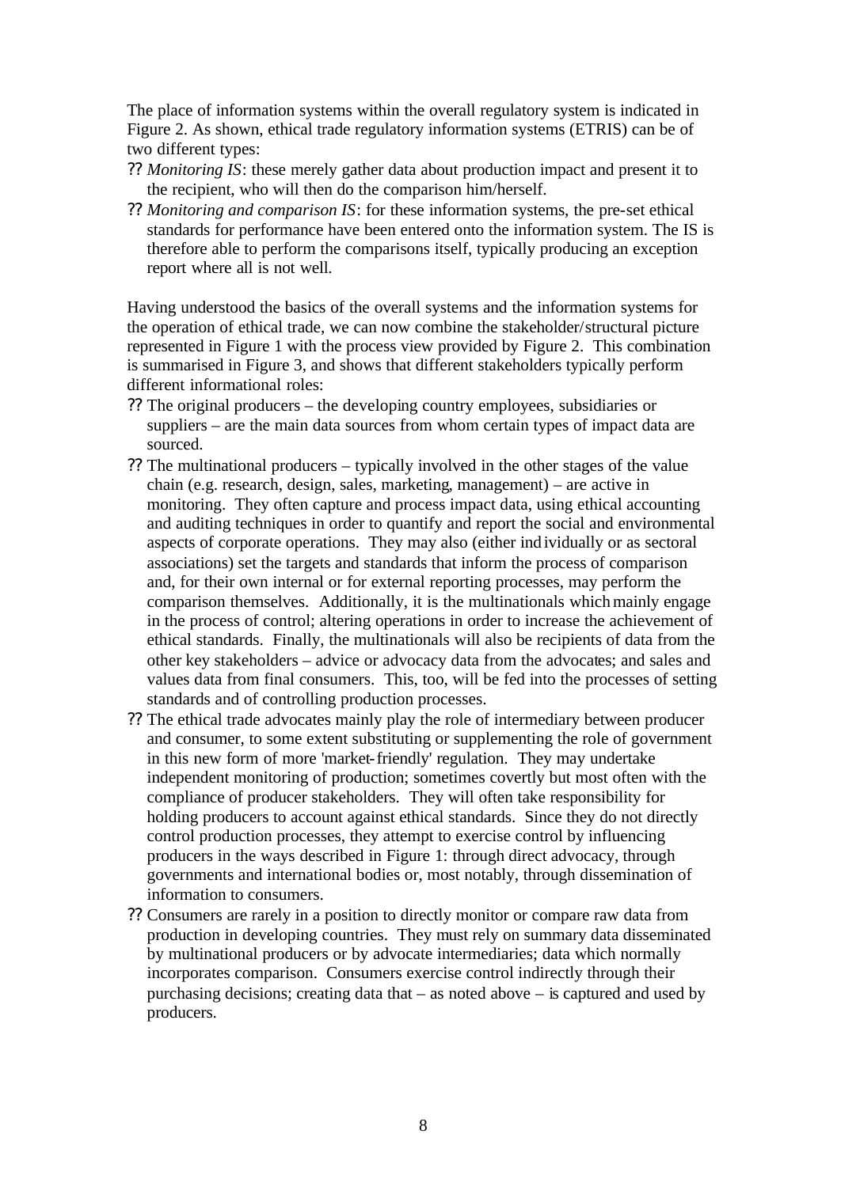The place of information systems within the overall regulatory system is indicated in Figure 2. As shown, ethical trade regulatory information systems (ETRIS) can be of two different types:

- *Monitoring IS*: these merely gather data about production impact and present it to the recipient, who will then do the comparison him/herself.
- *Monitoring and comparison IS*: for these information systems, the pre-set ethical standards for performance have been entered onto the information system. The IS is therefore able to perform the comparisons itself, typically producing an exception report where all is not well.

Having understood the basics of the overall systems and the information systems for the operation of ethical trade, we can now combine the stakeholder/structural picture represented in Figure 1 with the process view provided by Figure 2. This combination is summarised in Figure 3, and shows that different stakeholders typically perform different informational roles:

- The original producers – the developing country employees, subsidiaries or suppliers – are the main data sources from whom certain types of impact data are sourced.
- The multinational producers – typically involved in the other stages of the value chain (e.g. research, design, sales, marketing, management) – are active in monitoring. They often capture and process impact data, using ethical accounting and auditing techniques in order to quantify and report the social and environmental aspects of corporate operations. They may also (either individually or as sectoral associations) set the targets and standards that inform the process of comparison and, for their own internal or for external reporting processes, may perform the comparison themselves. Additionally, it is the multinationals which mainly engage in the process of control; altering operations in order to increase the achievement of ethical standards. Finally, the multinationals will also be recipients of data from the other key stakeholders – advice or advocacy data from the advocates; and sales and values data from final consumers. This, too, will be fed into the processes of setting standards and of controlling production processes.
- The ethical trade advocates mainly play the role of intermediary between producer and consumer, to some extent substituting or supplementing the role of government in this new form of more 'market-friendly' regulation. They may undertake independent monitoring of production; sometimes covertly but most often with the compliance of producer stakeholders. They will often take responsibility for holding producers to account against ethical standards. Since they do not directly control production processes, they attempt to exercise control by influencing producers in the ways described in Figure 1: through direct advocacy, through governments and international bodies or, most notably, through dissemination of information to consumers.
- Consumers are rarely in a position to directly monitor or compare raw data from production in developing countries. They must rely on summary data disseminated by multinational producers or by advocate intermediaries; data which normally incorporates comparison. Consumers exercise control indirectly through their purchasing decisions; creating data that – as noted above – is captured and used by producers.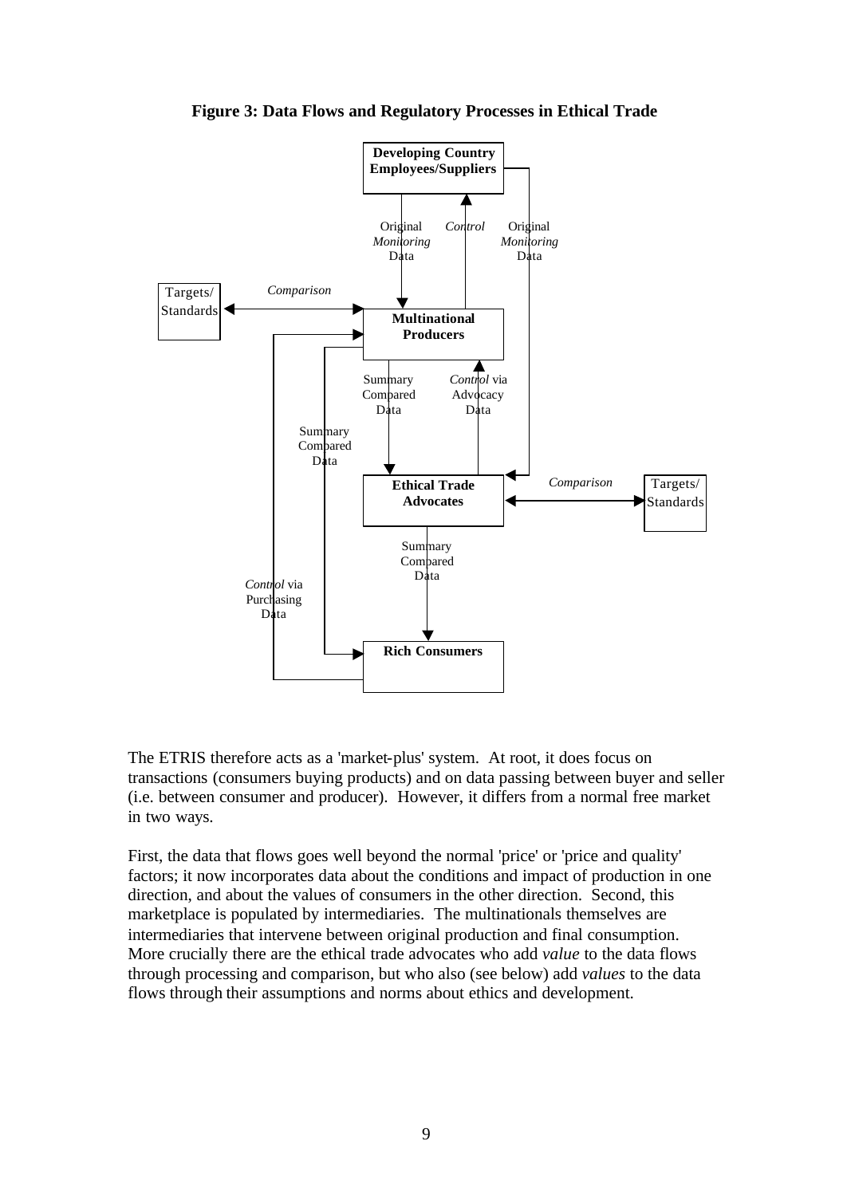**Figure 3: Data Flows and Regulatory Processes in Ethical Trade**

The ETRIS therefore acts as a 'market-plus' system. At root, it does focus on transactions (consumers buying products) and on data passing between buyer and seller (i.e. between consumer and producer). However, it differs from a normal free market in two ways.

First, the data that flows goes well beyond the normal 'price' or 'price and quality' factors; it now incorporates data about the conditions and impact of production in one direction, and about the values of consumers in the other direction. Second, this marketplace is populated by intermediaries. The multinationals themselves are intermediaries that intervene between original production and final consumption. More crucially there are the ethical trade advocates who add *value* to the data flows through processing and comparison, but who also (see below) add *values* to the data flows through their assumptions and norms about ethics and development.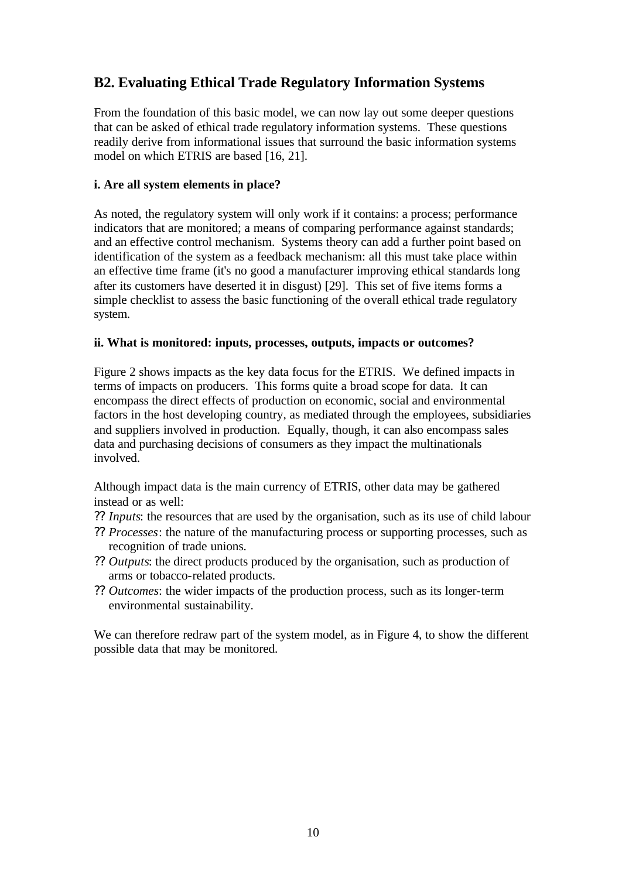## B2. Evaluating Ethical Trade Regulatory Information Systems

From the foundation of this basic model, we can now lay out some deeper questions that can be asked of ethical trade regulatory information systems. These questions readily derive from informational issues that surround the basic information systems model on which ETRIS are based [16, 21].

### i. Are all system elements in place?

As noted, the regulatory system will only work if it contains: a process; performance indicators that are monitored; a means of comparing performance against standards; and an effective control mechanism. Systems theory can add a further point based on identification of the system as a feedback mechanism: all this must take place within an effective time frame (it's no good a manufacturer improving ethical standards long after its customers have deserted it in disgust) [29]. This set of five items forms a simple checklist to assess the basic functioning of the overall ethical trade regulatory system.

### ii. What is monitored: inputs, processes, outputs, impacts or outcomes?

Figure 2 shows impacts as the key data focus for the ETRIS. We defined impacts in terms of impacts on producers. This forms quite a broad scope for data. It can encompass the direct effects of production on economic, social and environmental factors in the host developing country, as mediated through the employees, subsidiaries and suppliers involved in production. Equally, though, it can also encompass sales data and purchasing decisions of consumers as they impact the multinationals involved.

Although impact data is the main currency of ETRIS, other data may be gathered instead or as well:

- *Inputs*: the resources that are used by the organisation, such as its use of child labour
- *Processes*: the nature of the manufacturing process or supporting processes, such as recognition of trade unions.
- *Outputs*: the direct products produced by the organisation, such as production of arms or tobacco-related products.
- *Outcomes*: the wider impacts of the production process, such as its longer-term environmental sustainability.

We can therefore redraw part of the system model, as in Figure 4, to show the different possible data that may be monitored.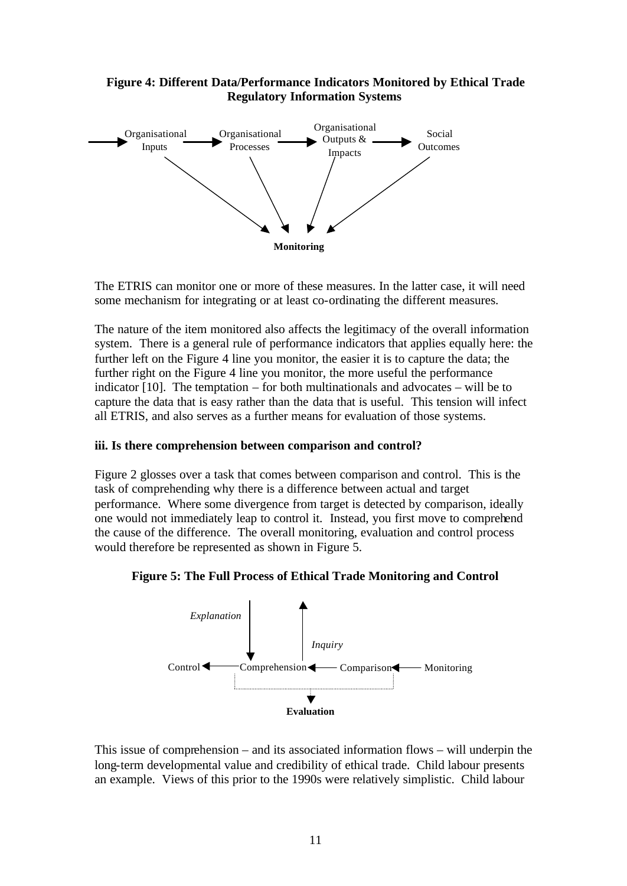**Figure 4: Different Data/Performance Indicators Monitored by Ethical Trade Regulatory Information Systems**

Organisational Inputs → Organisational Processes → Organisational Outputs & Impacts → Social Outcomes

Monitoring

The ETRIS can monitor one or more of these measures. In the latter case, it will need some mechanism for integrating or at least co-ordinating the different measures.

The nature of the item monitored also affects the legitimacy of the overall information system. There is a general rule of performance indicators that applies equally here: the further left on the Figure 4 line you monitor, the easier it is to capture the data; the further right on the Figure 4 line you monitor, the more useful the performance indicator [10]. The temptation – for both multinationals and advocates – will be to capture the data that is easy rather than the data that is useful. This tension will infect all ETRIS, and also serves as a further means for evaluation of those systems.

**iii. Is there comprehension between comparison and control?**

Figure 2 glosses over a task that comes between comparison and control. This is the task of comprehending why there is a difference between actual and target performance. Where some divergence from target is detected by comparison, ideally one would not immediately leap to control it. Instead, you first move to comprehend the cause of the difference. The overall monitoring, evaluation and control process would therefore be represented as shown in Figure 5.

**Figure 5: The Full Process of Ethical Trade Monitoring and Control**

*Explanation* *Inquiry*

Control ← Comprehension ← Comparison ← Monitoring

**Evaluation**

This issue of comprehension – and its associated information flows – will underpin the long-term developmental value and credibility of ethical trade. Child labour presents an example. Views of this prior to the 1990s were relatively simplistic. Child labour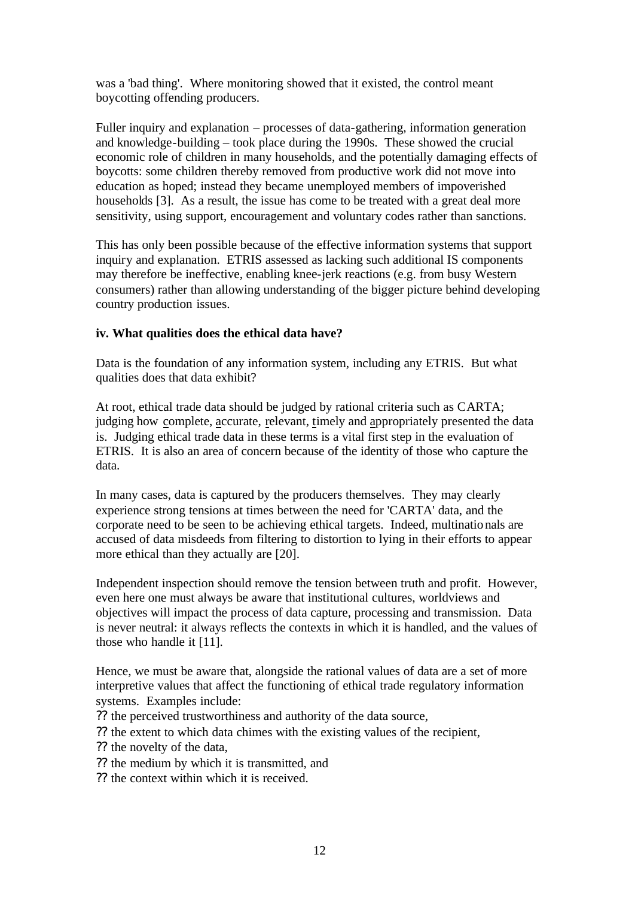was a 'bad thing'. Where monitoring showed that it existed, the control meant boycotting offending producers.

Fuller inquiry and explanation – processes of data-gathering, information generation and knowledge-building – took place during the 1990s. These showed the crucial economic role of children in many households, and the potentially damaging effects of boycotts: some children thereby removed from productive work did not move into education as hoped; instead they became unemployed members of impoverished households [3]. As a result, the issue has come to be treated with a great deal more sensitivity, using support, encouragement and voluntary codes rather than sanctions.

This has only been possible because of the effective information systems that support inquiry and explanation. ETRIS assessed as lacking such additional IS components may therefore be ineffective, enabling knee-jerk reactions (e.g. from busy Western consumers) rather than allowing understanding of the bigger picture behind developing country production issues.

**iv. What qualities does the ethical data have?**

Data is the foundation of any information system, including any ETRIS. But what qualities does that data exhibit?

At root, ethical trade data should be judged by rational criteria such as CARTA; judging how complete, accurate, relevant, timely and appropriately presented the data is. Judging ethical trade data in these terms is a vital first step in the evaluation of ETRIS. It is also an area of concern because of the identity of those who capture the data.

In many cases, data is captured by the producers themselves. They may clearly experience strong tensions at times between the need for 'CARTA' data, and the corporate need to be seen to be achieving ethical targets. Indeed, multinationals are accused of data misdeeds from filtering to distortion to lying in their efforts to appear more ethical than they actually are [20].

Independent inspection should remove the tension between truth and profit. However, even here one must always be aware that institutional cultures, worldviews and objectives will impact the process of data capture, processing and transmission. Data is never neutral: it always reflects the contexts in which it is handled, and the values of those who handle it [11].

Hence, we must be aware that, alongside the rational values of data are a set of more interpretive values that affect the functioning of ethical trade regulatory information systems. Examples include:

- the perceived trustworthiness and authority of the data source,
- the extent to which data chimes with the existing values of the recipient,
- the novelty of the data,
- the medium by which it is transmitted, and
- the context within which it is received.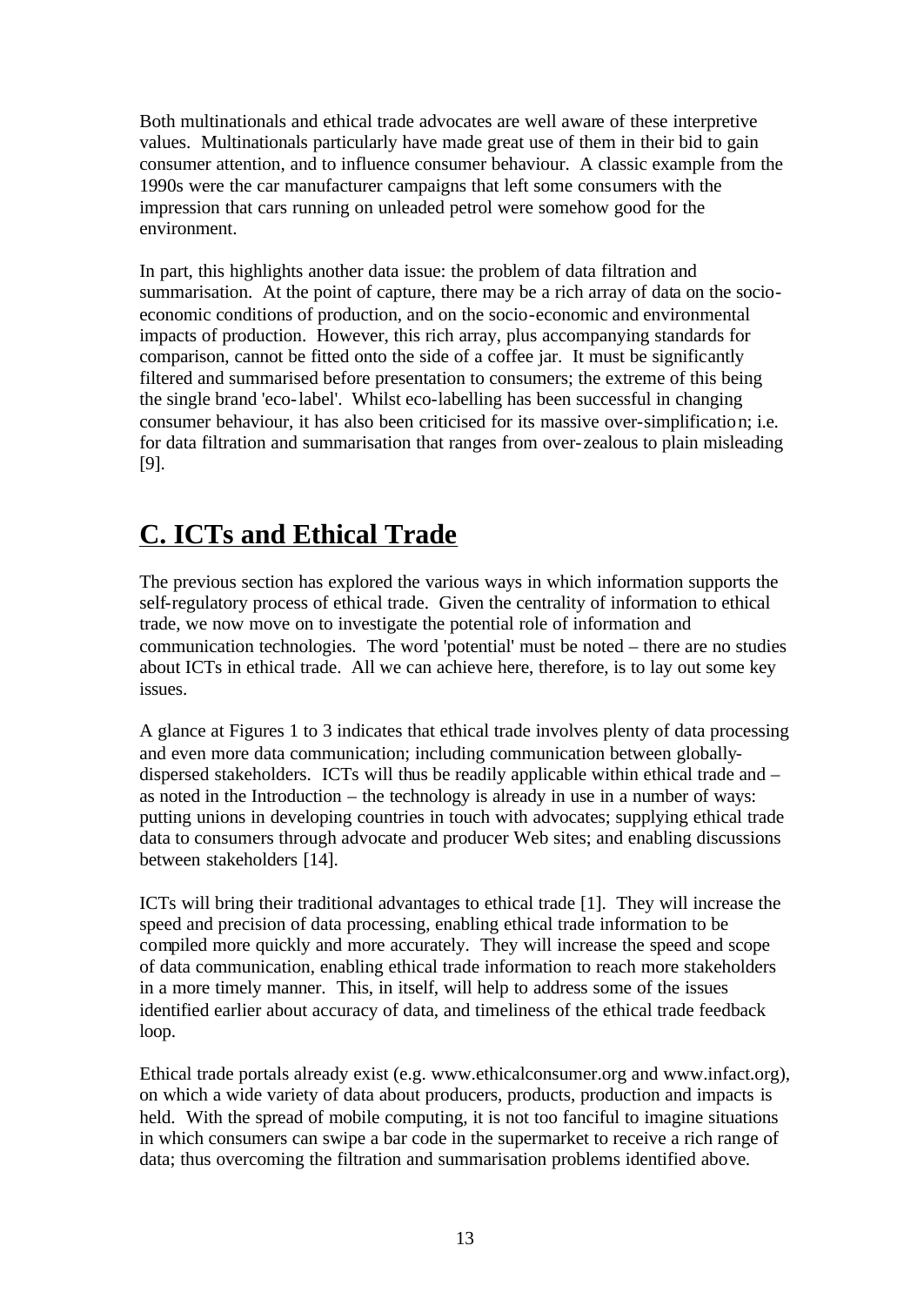Both multinationals and ethical trade advocates are well aware of these interpretive values. Multinationals particularly have made great use of them in their bid to gain consumer attention, and to influence consumer behaviour. A classic example from the 1990s were the car manufacturer campaigns that left some consumers with the impression that cars running on unleaded petrol were somehow good for the environment.

In part, this highlights another data issue: the problem of data filtration and summarisation. At the point of capture, there may be a rich array of data on the socio-economic conditions of production, and on the socio-economic and environmental impacts of production. However, this rich array, plus accompanying standards for comparison, cannot be fitted onto the side of a coffee jar. It must be significantly filtered and summarised before presentation to consumers; the extreme of this being the single brand 'eco-label'. Whilst eco-labelling has been successful in changing consumer behaviour, it has also been criticised for its massive over-simplification; i.e. for data filtration and summarisation that ranges from over-zealous to plain misleading [9].

## C. ICTs and Ethical Trade

The previous section has explored the various ways in which information supports the self-regulatory process of ethical trade. Given the centrality of information to ethical trade, we now move on to investigate the potential role of information and communication technologies. The word 'potential' must be noted – there are no studies about ICTs in ethical trade. All we can achieve here, therefore, is to lay out some key issues.

A glance at Figures 1 to 3 indicates that ethical trade involves plenty of data processing and even more data communication; including communication between globally-dispersed stakeholders. ICTs will thus be readily applicable within ethical trade and – as noted in the Introduction – the technology is already in use in a number of ways: putting unions in developing countries in touch with advocates; supplying ethical trade data to consumers through advocate and producer Web sites; and enabling discussions between stakeholders [14].

ICTs will bring their traditional advantages to ethical trade [1]. They will increase the speed and precision of data processing, enabling ethical trade information to be compiled more quickly and more accurately. They will increase the speed and scope of data communication, enabling ethical trade information to reach more stakeholders in a more timely manner. This, in itself, will help to address some of the issues identified earlier about accuracy of data, and timeliness of the ethical trade feedback loop.

Ethical trade portals already exist (e.g. www.ethicalconsumer.org and www.infact.org), on which a wide variety of data about producers, products, production and impacts is held. With the spread of mobile computing, it is not too fanciful to imagine situations in which consumers can swipe a bar code in the supermarket to receive a rich range of data; thus overcoming the filtration and summarisation problems identified above.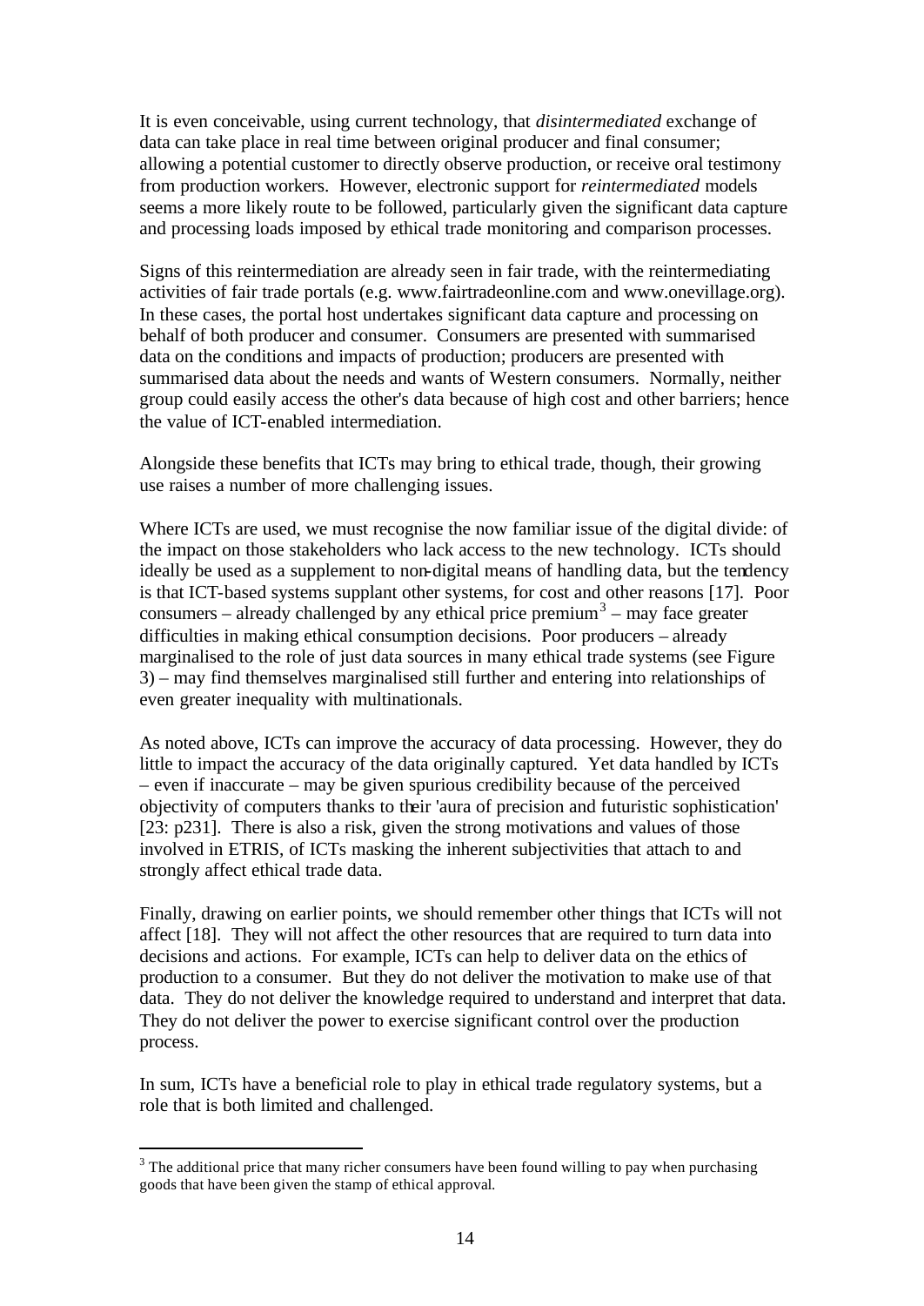It is even conceivable, using current technology, that *disintermediated* exchange of data can take place in real time between original producer and final consumer; allowing a potential customer to directly observe production, or receive oral testimony from production workers. However, electronic support for *reintermediated* models seems a more likely route to be followed, particularly given the significant data capture and processing loads imposed by ethical trade monitoring and comparison processes.

Signs of this reintermediation are already seen in fair trade, with the reintermediating activities of fair trade portals (e.g. www.fairtradeonline.com and www.onevillage.org). In these cases, the portal host undertakes significant data capture and processing on behalf of both producer and consumer. Consumers are presented with summarised data on the conditions and impacts of production; producers are presented with summarised data about the needs and wants of Western consumers. Normally, neither group could easily access the other's data because of high cost and other barriers; hence the value of ICT-enabled intermediation.

Alongside these benefits that ICTs may bring to ethical trade, though, their growing use raises a number of more challenging issues.

Where ICTs are used, we must recognise the now familiar issue of the digital divide: of the impact on those stakeholders who lack access to the new technology. ICTs should ideally be used as a supplement to non-digital means of handling data, but the tendency is that ICT-based systems supplant other systems, for cost and other reasons [17]. Poor consumers – already challenged by any ethical price premium[3] – may face greater difficulties in making ethical consumption decisions. Poor producers – already marginalised to the role of just data sources in many ethical trade systems (see Figure 3) – may find themselves marginalised still further and entering into relationships of even greater inequality with multinationals.

As noted above, ICTs can improve the accuracy of data processing. However, they do little to impact the accuracy of the data originally captured. Yet data handled by ICTs – even if inaccurate – may be given spurious credibility because of the perceived objectivity of computers thanks to their 'aura of precision and futuristic sophistication' [23: p231]. There is also a risk, given the strong motivations and values of those involved in ETRIS, of ICTs masking the inherent subjectivities that attach to and strongly affect ethical trade data.

Finally, drawing on earlier points, we should remember other things that ICTs will not affect [18]. They will not affect the other resources that are required to turn data into decisions and actions. For example, ICTs can help to deliver data on the ethics of production to a consumer. But they do not deliver the motivation to make use of that data. They do not deliver the knowledge required to understand and interpret that data. They do not deliver the power to exercise significant control over the production process.

In sum, ICTs have a beneficial role to play in ethical trade regulatory systems, but a role that is both limited and challenged.

---

[3] The additional price that many richer consumers have been found willing to pay when purchasing goods that have been given the stamp of ethical approval.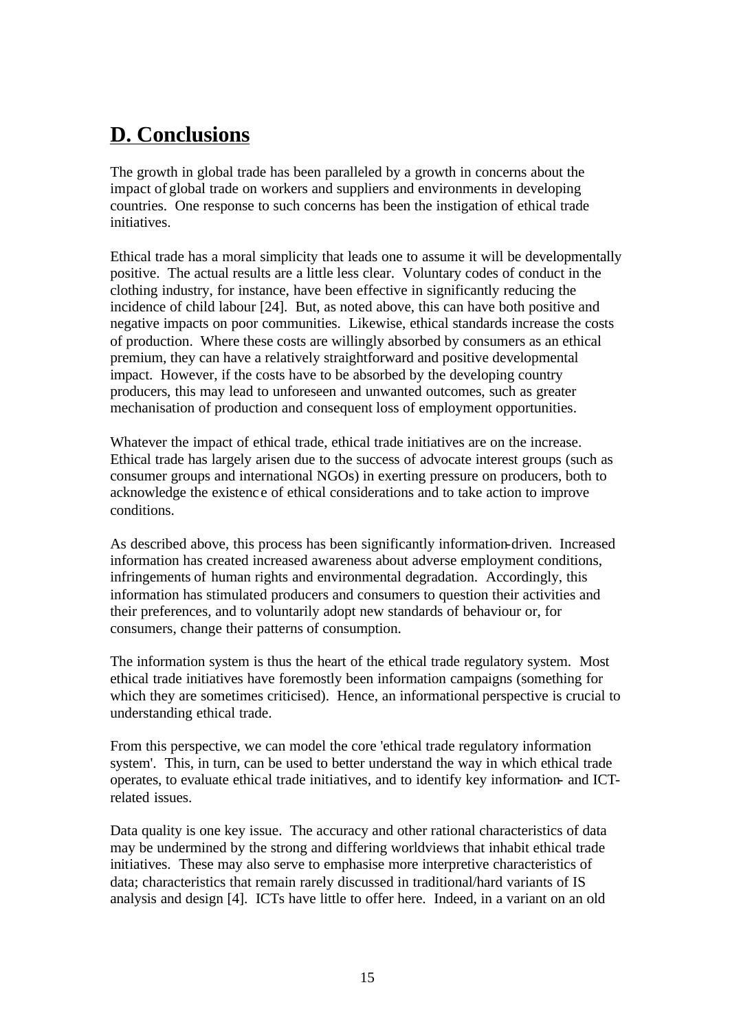## D. Conclusions

The growth in global trade has been paralleled by a growth in concerns about the impact of global trade on workers and suppliers and environments in developing countries. One response to such concerns has been the instigation of ethical trade initiatives.

Ethical trade has a moral simplicity that leads one to assume it will be developmentally positive. The actual results are a little less clear. Voluntary codes of conduct in the clothing industry, for instance, have been effective in significantly reducing the incidence of child labour [24]. But, as noted above, this can have both positive and negative impacts on poor communities. Likewise, ethical standards increase the costs of production. Where these costs are willingly absorbed by consumers as an ethical premium, they can have a relatively straightforward and positive developmental impact. However, if the costs have to be absorbed by the developing country producers, this may lead to unforeseen and unwanted outcomes, such as greater mechanisation of production and consequent loss of employment opportunities.

Whatever the impact of ethical trade, ethical trade initiatives are on the increase. Ethical trade has largely arisen due to the success of advocate interest groups (such as consumer groups and international NGOs) in exerting pressure on producers, both to acknowledge the existence of ethical considerations and to take action to improve conditions.

As described above, this process has been significantly information-driven. Increased information has created increased awareness about adverse employment conditions, infringements of human rights and environmental degradation. Accordingly, this information has stimulated producers and consumers to question their activities and their preferences, and to voluntarily adopt new standards of behaviour or, for consumers, change their patterns of consumption.

The information system is thus the heart of the ethical trade regulatory system. Most ethical trade initiatives have foremostly been information campaigns (something for which they are sometimes criticised). Hence, an informational perspective is crucial to understanding ethical trade.

From this perspective, we can model the core 'ethical trade regulatory information system'. This, in turn, can be used to better understand the way in which ethical trade operates, to evaluate ethical trade initiatives, and to identify key information- and ICT-related issues.

Data quality is one key issue. The accuracy and other rational characteristics of data may be undermined by the strong and differing worldviews that inhabit ethical trade initiatives. These may also serve to emphasise more interpretive characteristics of data; characteristics that remain rarely discussed in traditional/hard variants of IS analysis and design [4]. ICTs have little to offer here. Indeed, in a variant on an old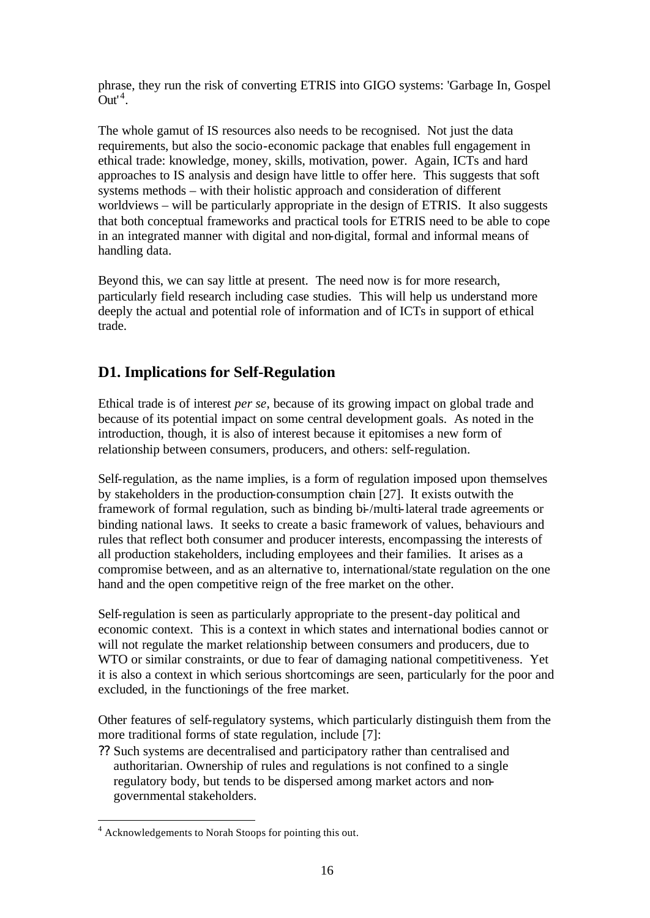phrase, they run the risk of converting ETRIS into GIGO systems: 'Garbage In, Gospel Out'[4].

The whole gamut of IS resources also needs to be recognised. Not just the data requirements, but also the socio-economic package that enables full engagement in ethical trade: knowledge, money, skills, motivation, power. Again, ICTs and hard approaches to IS analysis and design have little to offer here. This suggests that soft systems methods – with their holistic approach and consideration of different worldviews – will be particularly appropriate in the design of ETRIS. It also suggests that both conceptual frameworks and practical tools for ETRIS need to be able to cope in an integrated manner with digital and non-digital, formal and informal means of handling data.

Beyond this, we can say little at present. The need now is for more research, particularly field research including case studies. This will help us understand more deeply the actual and potential role of information and of ICTs in support of ethical trade.

## D1. Implications for Self-Regulation

Ethical trade is of interest *per se*, because of its growing impact on global trade and because of its potential impact on some central development goals. As noted in the introduction, though, it is also of interest because it epitomises a new form of relationship between consumers, producers, and others: self-regulation.

Self-regulation, as the name implies, is a form of regulation imposed upon themselves by stakeholders in the production-consumption chain [27]. It exists outwith the framework of formal regulation, such as binding bi-/multi-lateral trade agreements or binding national laws. It seeks to create a basic framework of values, behaviours and rules that reflect both consumer and producer interests, encompassing the interests of all production stakeholders, including employees and their families. It arises as a compromise between, and as an alternative to, international/state regulation on the one hand and the open competitive reign of the free market on the other.

Self-regulation is seen as particularly appropriate to the present-day political and economic context. This is a context in which states and international bodies cannot or will not regulate the market relationship between consumers and producers, due to WTO or similar constraints, or due to fear of damaging national competitiveness. Yet it is also a context in which serious shortcomings are seen, particularly for the poor and excluded, in the functionings of the free market.

Other features of self-regulatory systems, which particularly distinguish them from the more traditional forms of state regulation, include [7]:

- Such systems are decentralised and participatory rather than centralised and authoritarian. Ownership of rules and regulations is not confined to a single regulatory body, but tends to be dispersed among market actors and non-governmental stakeholders.

---

[4] Acknowledgements to Norah Stoops for pointing this out.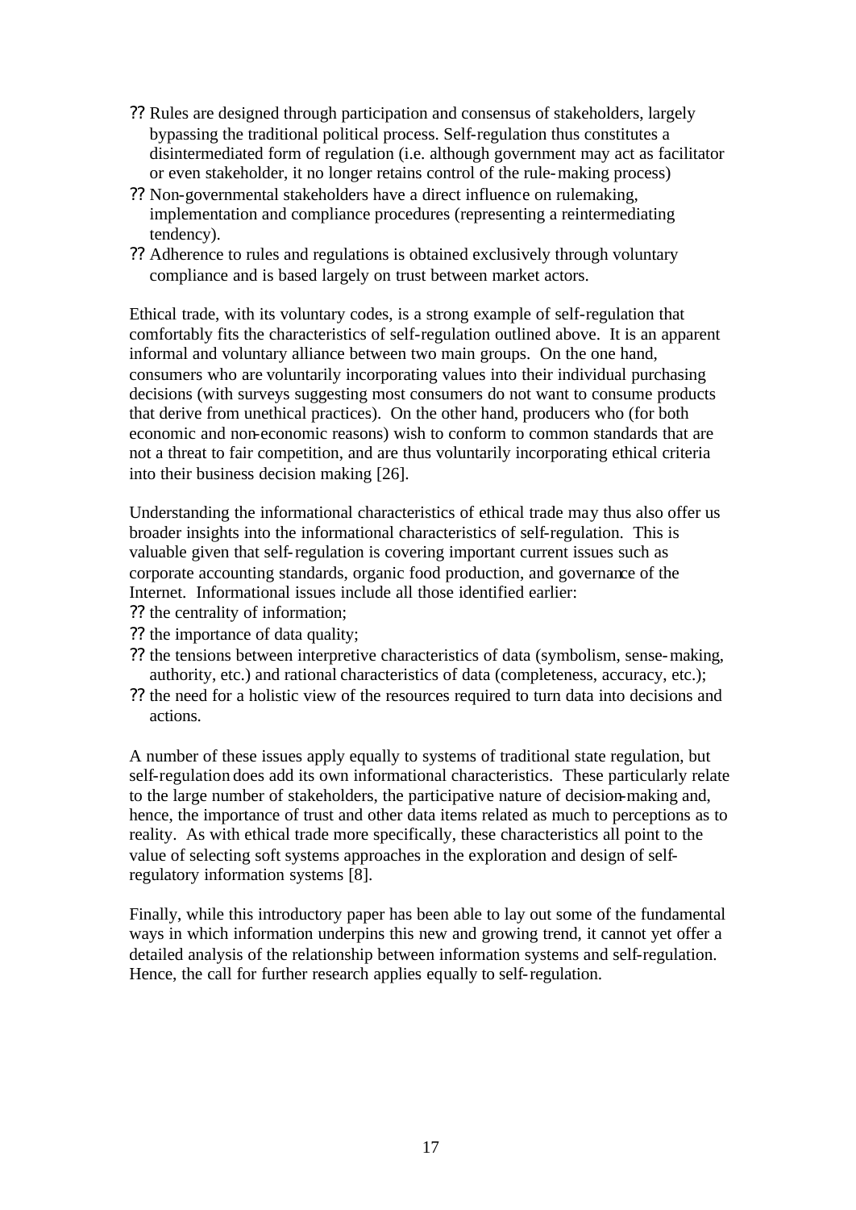- Rules are designed through participation and consensus of stakeholders, largely bypassing the traditional political process. Self-regulation thus constitutes a disintermediated form of regulation (i.e. although government may act as facilitator or even stakeholder, it no longer retains control of the rule-making process)
- Non-governmental stakeholders have a direct influence on rulemaking, implementation and compliance procedures (representing a reintermediating tendency).
- Adherence to rules and regulations is obtained exclusively through voluntary compliance and is based largely on trust between market actors.

Ethical trade, with its voluntary codes, is a strong example of self-regulation that comfortably fits the characteristics of self-regulation outlined above. It is an apparent informal and voluntary alliance between two main groups. On the one hand, consumers who are voluntarily incorporating values into their individual purchasing decisions (with surveys suggesting most consumers do not want to consume products that derive from unethical practices). On the other hand, producers who (for both economic and non-economic reasons) wish to conform to common standards that are not a threat to fair competition, and are thus voluntarily incorporating ethical criteria into their business decision making [26].

Understanding the informational characteristics of ethical trade may thus also offer us broader insights into the informational characteristics of self-regulation. This is valuable given that self-regulation is covering important current issues such as corporate accounting standards, organic food production, and governance of the Internet. Informational issues include all those identified earlier:

- the centrality of information;
- the importance of data quality;
- the tensions between interpretive characteristics of data (symbolism, sense-making, authority, etc.) and rational characteristics of data (completeness, accuracy, etc.);
- the need for a holistic view of the resources required to turn data into decisions and actions.

A number of these issues apply equally to systems of traditional state regulation, but self-regulation does add its own informational characteristics. These particularly relate to the large number of stakeholders, the participative nature of decision-making and, hence, the importance of trust and other data items related as much to perceptions as to reality. As with ethical trade more specifically, these characteristics all point to the value of selecting soft systems approaches in the exploration and design of self-regulatory information systems [8].

Finally, while this introductory paper has been able to lay out some of the fundamental ways in which information underpins this new and growing trend, it cannot yet offer a detailed analysis of the relationship between information systems and self-regulation. Hence, the call for further research applies equally to self-regulation.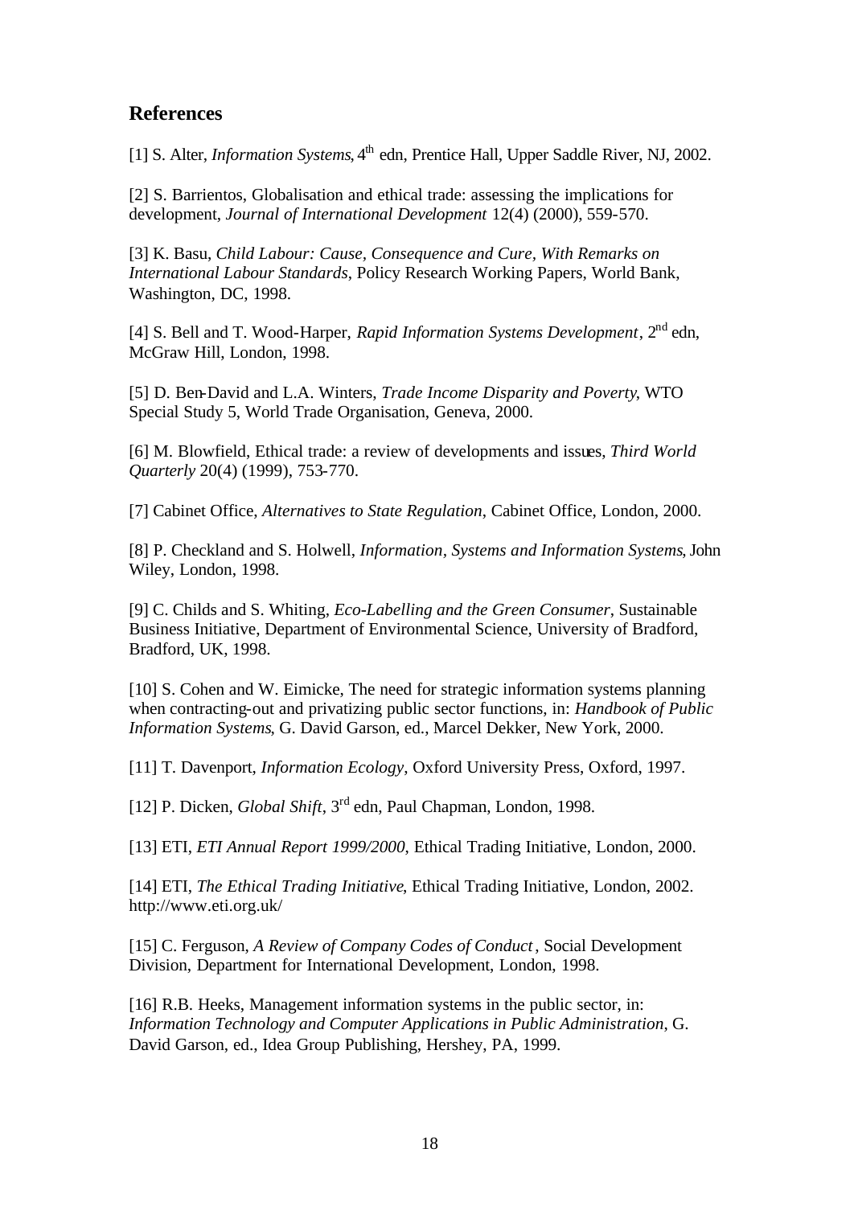## References

[1] S. Alter, *Information Systems*, 4th edn, Prentice Hall, Upper Saddle River, NJ, 2002.

[2] S. Barrientos, Globalisation and ethical trade: assessing the implications for development, *Journal of International Development* 12(4) (2000), 559-570.

[3] K. Basu, *Child Labour: Cause, Consequence and Cure, With Remarks on International Labour Standards*, Policy Research Working Papers, World Bank, Washington, DC, 1998.

[4] S. Bell and T. Wood-Harper, *Rapid Information Systems Development*, 2nd edn, McGraw Hill, London, 1998.

[5] D. Ben-David and L.A. Winters, *Trade Income Disparity and Poverty*, WTO Special Study 5, World Trade Organisation, Geneva, 2000.

[6] M. Blowfield, Ethical trade: a review of developments and issues, *Third World Quarterly* 20(4) (1999), 753-770.

[7] Cabinet Office, *Alternatives to State Regulation*, Cabinet Office, London, 2000.

[8] P. Checkland and S. Holwell, *Information, Systems and Information Systems*, John Wiley, London, 1998.

[9] C. Childs and S. Whiting, *Eco-Labelling and the Green Consumer*, Sustainable Business Initiative, Department of Environmental Science, University of Bradford, Bradford, UK, 1998.

[10] S. Cohen and W. Eimicke, The need for strategic information systems planning when contracting-out and privatizing public sector functions, in: *Handbook of Public Information Systems*, G. David Garson, ed., Marcel Dekker, New York, 2000.

[11] T. Davenport, *Information Ecology*, Oxford University Press, Oxford, 1997.

[12] P. Dicken, *Global Shift*, 3rd edn, Paul Chapman, London, 1998.

[13] ETI, *ETI Annual Report 1999/2000*, Ethical Trading Initiative, London, 2000.

[14] ETI, *The Ethical Trading Initiative*, Ethical Trading Initiative, London, 2002. http://www.eti.org.uk/

[15] C. Ferguson, *A Review of Company Codes of Conduct*, Social Development Division, Department for International Development, London, 1998.

[16] R.B. Heeks, Management information systems in the public sector, in: *Information Technology and Computer Applications in Public Administration*, G. David Garson, ed., Idea Group Publishing, Hershey, PA, 1999.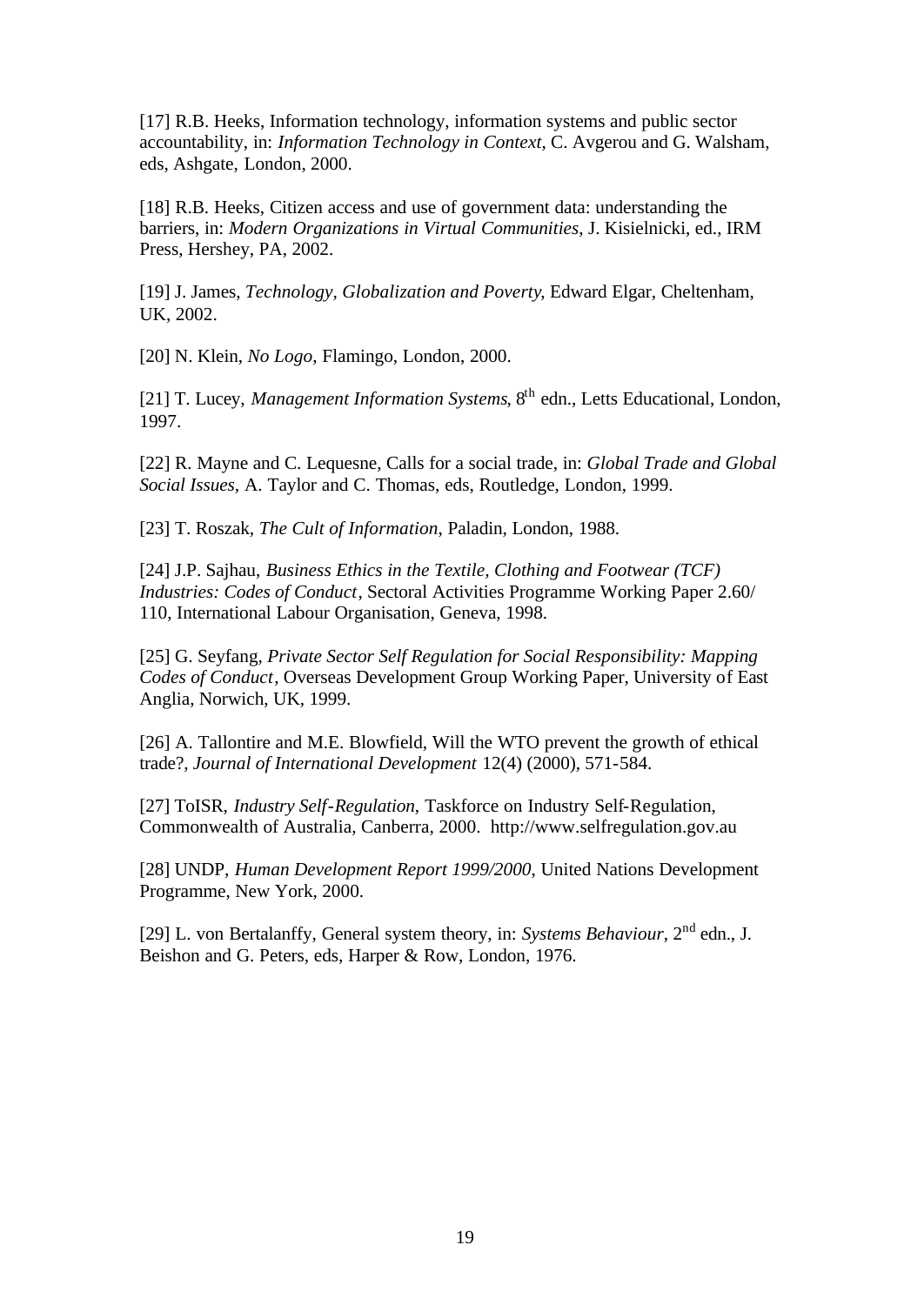[17] R.B. Heeks, Information technology, information systems and public sector accountability, in: *Information Technology in Context*, C. Avgerou and G. Walsham, eds, Ashgate, London, 2000.

[18] R.B. Heeks, Citizen access and use of government data: understanding the barriers, in: *Modern Organizations in Virtual Communities*, J. Kisielnicki, ed., IRM Press, Hershey, PA, 2002.

[19] J. James, *Technology, Globalization and Poverty*, Edward Elgar, Cheltenham, UK, 2002.

[20] N. Klein, *No Logo*, Flamingo, London, 2000.

[21] T. Lucey, *Management Information Systems*, 8th edn., Letts Educational, London, 1997.

[22] R. Mayne and C. Lequesne, Calls for a social trade, in: *Global Trade and Global Social Issues*, A. Taylor and C. Thomas, eds, Routledge, London, 1999.

[23] T. Roszak, *The Cult of Information*, Paladin, London, 1988.

[24] J.P. Sajhau, *Business Ethics in the Textile, Clothing and Footwear (TCF) Industries: Codes of Conduct*, Sectoral Activities Programme Working Paper 2.60/ 110, International Labour Organisation, Geneva, 1998.

[25] G. Seyfang, *Private Sector Self Regulation for Social Responsibility: Mapping Codes of Conduct*, Overseas Development Group Working Paper, University of East Anglia, Norwich, UK, 1999.

[26] A. Tallontire and M.E. Blowfield, Will the WTO prevent the growth of ethical trade?, *Journal of International Development* 12(4) (2000), 571-584.

[27] ToISR, *Industry Self-Regulation*, Taskforce on Industry Self-Regulation, Commonwealth of Australia, Canberra, 2000. http://www.selfregulation.gov.au

[28] UNDP, *Human Development Report 1999/2000*, United Nations Development Programme, New York, 2000.

[29] L. von Bertalanffy, General system theory, in: *Systems Behaviour*, 2nd edn., J. Beishon and G. Peters, eds, Harper & Row, London, 1976.